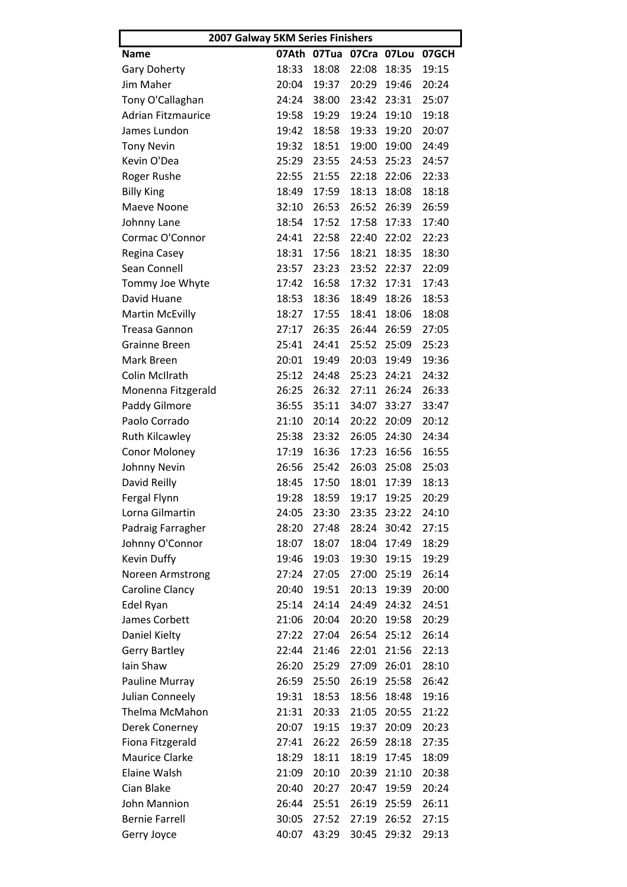| 2007 Galway 5KM Series Finishers | | | | | |
|---|---|---|---|---|---|
| **Name** | **07Ath** | **07Tua** | **07Cra** | **07Lou** | **07GCH** |
| Gary Doherty | 18:33 | 18:08 | 22:08 | 18:35 | 19:15 |
| Jim Maher | 20:04 | 19:37 | 20:29 | 19:46 | 20:24 |
| Tony O'Callaghan | 24:24 | 38:00 | 23:42 | 23:31 | 25:07 |
| Adrian Fitzmaurice | 19:58 | 19:29 | 19:24 | 19:10 | 19:18 |
| James Lundon | 19:42 | 18:58 | 19:33 | 19:20 | 20:07 |
| Tony Nevin | 19:32 | 18:51 | 19:00 | 19:00 | 24:49 |
| Kevin O'Dea | 25:29 | 23:55 | 24:53 | 25:23 | 24:57 |
| Roger Rushe | 22:55 | 21:55 | 22:18 | 22:06 | 22:33 |
| Billy King | 18:49 | 17:59 | 18:13 | 18:08 | 18:18 |
| Maeve Noone | 32:10 | 26:53 | 26:52 | 26:39 | 26:59 |
| Johnny Lane | 18:54 | 17:52 | 17:58 | 17:33 | 17:40 |
| Cormac O'Connor | 24:41 | 22:58 | 22:40 | 22:02 | 22:23 |
| Regina Casey | 18:31 | 17:56 | 18:21 | 18:35 | 18:30 |
| Sean Connell | 23:57 | 23:23 | 23:52 | 22:37 | 22:09 |
| Tommy Joe Whyte | 17:42 | 16:58 | 17:32 | 17:31 | 17:43 |
| David Huane | 18:53 | 18:36 | 18:49 | 18:26 | 18:53 |
| Martin McEvilly | 18:27 | 17:55 | 18:41 | 18:06 | 18:08 |
| Treasa Gannon | 27:17 | 26:35 | 26:44 | 26:59 | 27:05 |
| Grainne Breen | 25:41 | 24:41 | 25:52 | 25:09 | 25:23 |
| Mark Breen | 20:01 | 19:49 | 20:03 | 19:49 | 19:36 |
| Colin McIlrath | 25:12 | 24:48 | 25:23 | 24:21 | 24:32 |
| Monenna Fitzgerald | 26:25 | 26:32 | 27:11 | 26:24 | 26:33 |
| Paddy Gilmore | 36:55 | 35:11 | 34:07 | 33:27 | 33:47 |
| Paolo Corrado | 21:10 | 20:14 | 20:22 | 20:09 | 20:12 |
| Ruth Kilcawley | 25:38 | 23:32 | 26:05 | 24:30 | 24:34 |
| Conor Moloney | 17:19 | 16:36 | 17:23 | 16:56 | 16:55 |
| Johnny Nevin | 26:56 | 25:42 | 26:03 | 25:08 | 25:03 |
| David Reilly | 18:45 | 17:50 | 18:01 | 17:39 | 18:13 |
| Fergal Flynn | 19:28 | 18:59 | 19:17 | 19:25 | 20:29 |
| Lorna Gilmartin | 24:05 | 23:30 | 23:35 | 23:22 | 24:10 |
| Padraig Farragher | 28:20 | 27:48 | 28:24 | 30:42 | 27:15 |
| Johnny O'Connor | 18:07 | 18:07 | 18:04 | 17:49 | 18:29 |
| Kevin Duffy | 19:46 | 19:03 | 19:30 | 19:15 | 19:29 |
| Noreen Armstrong | 27:24 | 27:05 | 27:00 | 25:19 | 26:14 |
| Caroline Clancy | 20:40 | 19:51 | 20:13 | 19:39 | 20:00 |
| Edel Ryan | 25:14 | 24:14 | 24:49 | 24:32 | 24:51 |
| James Corbett | 21:06 | 20:04 | 20:20 | 19:58 | 20:29 |
| Daniel Kielty | 27:22 | 27:04 | 26:54 | 25:12 | 26:14 |
| Gerry Bartley | 22:44 | 21:46 | 22:01 | 21:56 | 22:13 |
| Iain Shaw | 26:20 | 25:29 | 27:09 | 26:01 | 28:10 |
| Pauline Murray | 26:59 | 25:50 | 26:19 | 25:58 | 26:42 |
| Julian Conneely | 19:31 | 18:53 | 18:56 | 18:48 | 19:16 |
| Thelma McMahon | 21:31 | 20:33 | 21:05 | 20:55 | 21:22 |
| Derek Conerney | 20:07 | 19:15 | 19:37 | 20:09 | 20:23 |
| Fiona Fitzgerald | 27:41 | 26:22 | 26:59 | 28:18 | 27:35 |
| Maurice Clarke | 18:29 | 18:11 | 18:19 | 17:45 | 18:09 |
| Elaine Walsh | 21:09 | 20:10 | 20:39 | 21:10 | 20:38 |
| Cian Blake | 20:40 | 20:27 | 20:47 | 19:59 | 20:24 |
| John Mannion | 26:44 | 25:51 | 26:19 | 25:59 | 26:11 |
| Bernie Farrell | 30:05 | 27:52 | 27:19 | 26:52 | 27:15 |
| Gerry Joyce | 40:07 | 43:29 | 30:45 | 29:32 | 29:13 |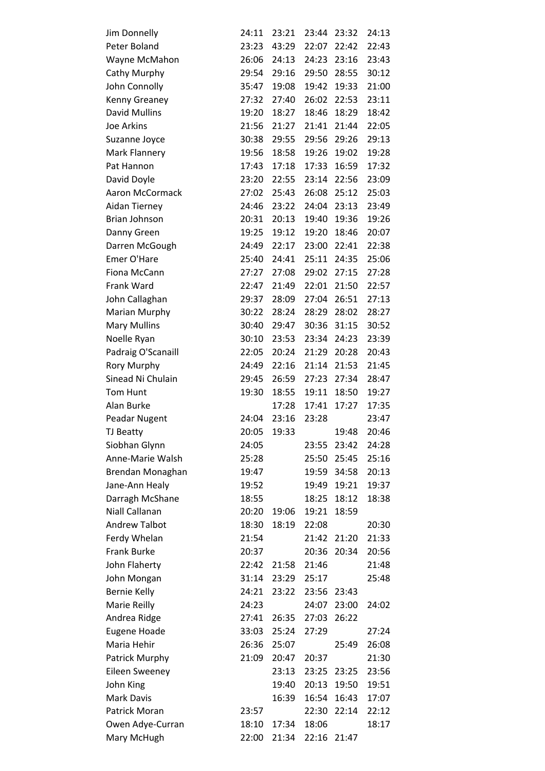| | | | | | |
|---|---|---|---|---|---|
| Jim Donnelly | 24:11 | 23:21 | 23:44 | 23:32 | 24:13 |
| Peter Boland | 23:23 | 43:29 | 22:07 | 22:42 | 22:43 |
| Wayne McMahon | 26:06 | 24:13 | 24:23 | 23:16 | 23:43 |
| Cathy Murphy | 29:54 | 29:16 | 29:50 | 28:55 | 30:12 |
| John Connolly | 35:47 | 19:08 | 19:42 | 19:33 | 21:00 |
| Kenny Greaney | 27:32 | 27:40 | 26:02 | 22:53 | 23:11 |
| David Mullins | 19:20 | 18:27 | 18:46 | 18:29 | 18:42 |
| Joe Arkins | 21:56 | 21:27 | 21:41 | 21:44 | 22:05 |
| Suzanne Joyce | 30:38 | 29:55 | 29:56 | 29:26 | 29:13 |
| Mark Flannery | 19:56 | 18:58 | 19:26 | 19:02 | 19:28 |
| Pat Hannon | 17:43 | 17:18 | 17:33 | 16:59 | 17:32 |
| David Doyle | 23:20 | 22:55 | 23:14 | 22:56 | 23:09 |
| Aaron McCormack | 27:02 | 25:43 | 26:08 | 25:12 | 25:03 |
| Aidan Tierney | 24:46 | 23:22 | 24:04 | 23:13 | 23:49 |
| Brian Johnson | 20:31 | 20:13 | 19:40 | 19:36 | 19:26 |
| Danny Green | 19:25 | 19:12 | 19:20 | 18:46 | 20:07 |
| Darren McGough | 24:49 | 22:17 | 23:00 | 22:41 | 22:38 |
| Emer O'Hare | 25:40 | 24:41 | 25:11 | 24:35 | 25:06 |
| Fiona McCann | 27:27 | 27:08 | 29:02 | 27:15 | 27:28 |
| Frank Ward | 22:47 | 21:49 | 22:01 | 21:50 | 22:57 |
| John Callaghan | 29:37 | 28:09 | 27:04 | 26:51 | 27:13 |
| Marian Murphy | 30:22 | 28:24 | 28:29 | 28:02 | 28:27 |
| Mary Mullins | 30:40 | 29:47 | 30:36 | 31:15 | 30:52 |
| Noelle Ryan | 30:10 | 23:53 | 23:34 | 24:23 | 23:39 |
| Padraig O'Scanaill | 22:05 | 20:24 | 21:29 | 20:28 | 20:43 |
| Rory Murphy | 24:49 | 22:16 | 21:14 | 21:53 | 21:45 |
| Sinead Ni Chulain | 29:45 | 26:59 | 27:23 | 27:34 | 28:47 |
| Tom Hunt | 19:30 | 18:55 | 19:11 | 18:50 | 19:27 |
| Alan Burke | | 17:28 | 17:41 | 17:27 | 17:35 |
| Peadar Nugent | 24:04 | 23:16 | 23:28 | | 23:47 |
| TJ Beatty | 20:05 | 19:33 | | 19:48 | 20:46 |
| Siobhan Glynn | 24:05 | | 23:55 | 23:42 | 24:28 |
| Anne-Marie Walsh | 25:28 | | 25:50 | 25:45 | 25:16 |
| Brendan Monaghan | 19:47 | | 19:59 | 34:58 | 20:13 |
| Jane-Ann Healy | 19:52 | | 19:49 | 19:21 | 19:37 |
| Darragh McShane | 18:55 | | 18:25 | 18:12 | 18:38 |
| Niall Callanan | 20:20 | 19:06 | 19:21 | 18:59 | |
| Andrew Talbot | 18:30 | 18:19 | 22:08 | | 20:30 |
| Ferdy Whelan | 21:54 | | 21:42 | 21:20 | 21:33 |
| Frank Burke | 20:37 | | 20:36 | 20:34 | 20:56 |
| John Flaherty | 22:42 | 21:58 | 21:46 | | 21:48 |
| John Mongan | 31:14 | 23:29 | 25:17 | | 25:48 |
| Bernie Kelly | 24:21 | 23:22 | 23:56 | 23:43 | |
| Marie Reilly | 24:23 | | 24:07 | 23:00 | 24:02 |
| Andrea Ridge | 27:41 | 26:35 | 27:03 | 26:22 | |
| Eugene Hoade | 33:03 | 25:24 | 27:29 | | 27:24 |
| Maria Hehir | 26:36 | 25:07 | | 25:49 | 26:08 |
| Patrick Murphy | 21:09 | 20:47 | 20:37 | | 21:30 |
| Eileen Sweeney | | 23:13 | 23:25 | 23:25 | 23:56 |
| John King | | 19:40 | 20:13 | 19:50 | 19:51 |
| Mark Davis | | 16:39 | 16:54 | 16:43 | 17:07 |
| Patrick Moran | 23:57 | | 22:30 | 22:14 | 22:12 |
| Owen Adye-Curran | 18:10 | 17:34 | 18:06 | | 18:17 |
| Mary McHugh | 22:00 | 21:34 | 22:16 | 21:47 | |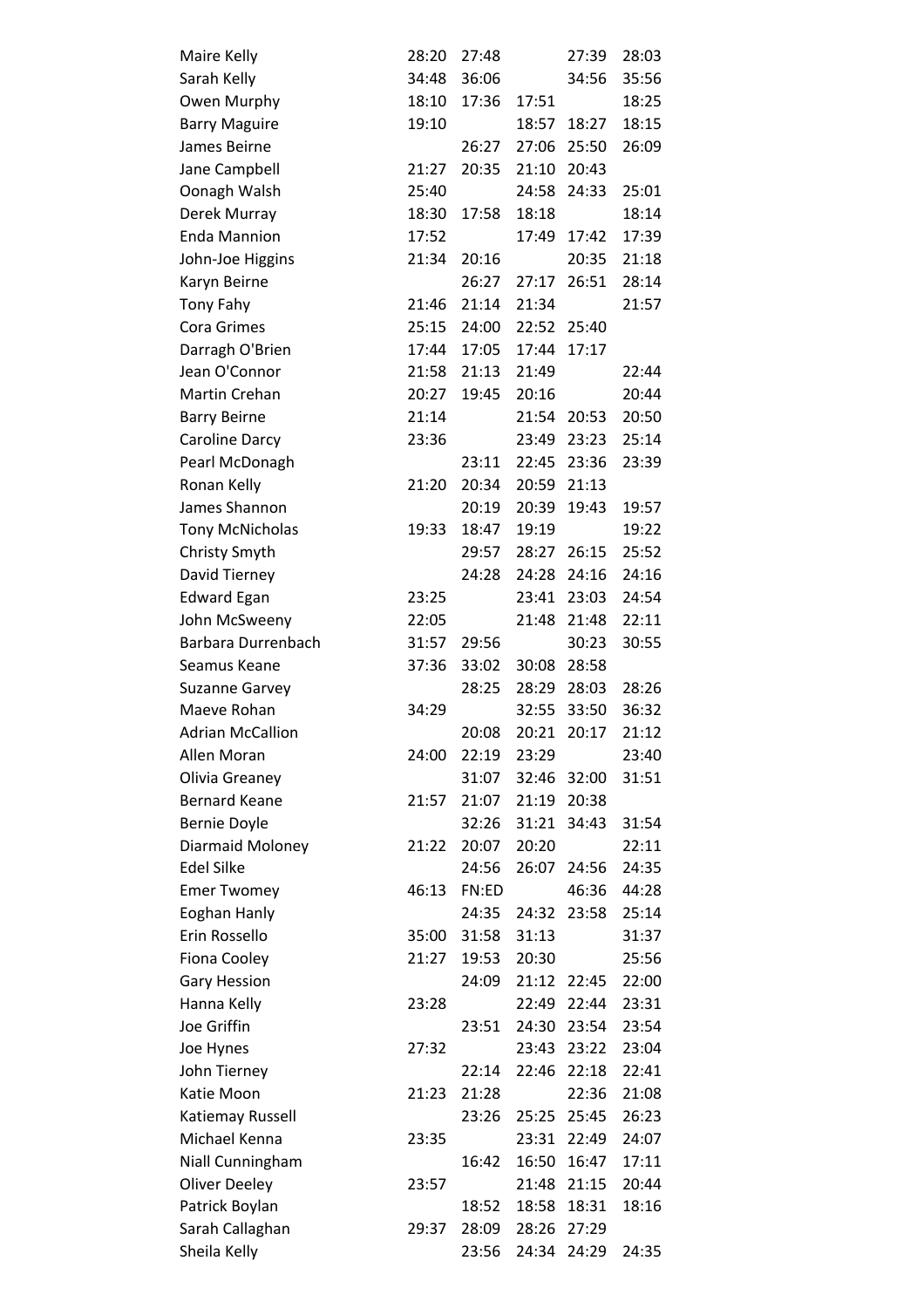| | | | | | |
|---|---|---|---|---|---|
| Maire Kelly | 28:20 | 27:48 | | 27:39 | 28:03 |
| Sarah Kelly | 34:48 | 36:06 | | 34:56 | 35:56 |
| Owen Murphy | 18:10 | 17:36 | 17:51 | | 18:25 |
| Barry Maguire | 19:10 | | 18:57 | 18:27 | 18:15 |
| James Beirne | | 26:27 | 27:06 | 25:50 | 26:09 |
| Jane Campbell | 21:27 | 20:35 | 21:10 | 20:43 | |
| Oonagh Walsh | 25:40 | | 24:58 | 24:33 | 25:01 |
| Derek Murray | 18:30 | 17:58 | 18:18 | | 18:14 |
| Enda Mannion | 17:52 | | 17:49 | 17:42 | 17:39 |
| John-Joe Higgins | 21:34 | 20:16 | | 20:35 | 21:18 |
| Karyn Beirne | | 26:27 | 27:17 | 26:51 | 28:14 |
| Tony Fahy | 21:46 | 21:14 | 21:34 | | 21:57 |
| Cora Grimes | 25:15 | 24:00 | 22:52 | 25:40 | |
| Darragh O'Brien | 17:44 | 17:05 | 17:44 | 17:17 | |
| Jean O'Connor | 21:58 | 21:13 | 21:49 | | 22:44 |
| Martin Crehan | 20:27 | 19:45 | 20:16 | | 20:44 |
| Barry Beirne | 21:14 | | 21:54 | 20:53 | 20:50 |
| Caroline Darcy | 23:36 | | 23:49 | 23:23 | 25:14 |
| Pearl McDonagh | | 23:11 | 22:45 | 23:36 | 23:39 |
| Ronan Kelly | 21:20 | 20:34 | 20:59 | 21:13 | |
| James Shannon | | 20:19 | 20:39 | 19:43 | 19:57 |
| Tony McNicholas | 19:33 | 18:47 | 19:19 | | 19:22 |
| Christy Smyth | | 29:57 | 28:27 | 26:15 | 25:52 |
| David Tierney | | 24:28 | 24:28 | 24:16 | 24:16 |
| Edward Egan | 23:25 | | 23:41 | 23:03 | 24:54 |
| John McSweeny | 22:05 | | 21:48 | 21:48 | 22:11 |
| Barbara Durrenbach | 31:57 | 29:56 | | 30:23 | 30:55 |
| Seamus Keane | 37:36 | 33:02 | 30:08 | 28:58 | |
| Suzanne Garvey | | 28:25 | 28:29 | 28:03 | 28:26 |
| Maeve Rohan | 34:29 | | 32:55 | 33:50 | 36:32 |
| Adrian McCallion | | 20:08 | 20:21 | 20:17 | 21:12 |
| Allen Moran | 24:00 | 22:19 | 23:29 | | 23:40 |
| Olivia Greaney | | 31:07 | 32:46 | 32:00 | 31:51 |
| Bernard Keane | 21:57 | 21:07 | 21:19 | 20:38 | |
| Bernie Doyle | | 32:26 | 31:21 | 34:43 | 31:54 |
| Diarmaid Moloney | 21:22 | 20:07 | 20:20 | | 22:11 |
| Edel Silke | | 24:56 | 26:07 | 24:56 | 24:35 |
| Emer Twomey | 46:13 | FN:ED | | 46:36 | 44:28 |
| Eoghan Hanly | | 24:35 | 24:32 | 23:58 | 25:14 |
| Erin Rossello | 35:00 | 31:58 | 31:13 | | 31:37 |
| Fiona Cooley | 21:27 | 19:53 | 20:30 | | 25:56 |
| Gary Hession | | 24:09 | 21:12 | 22:45 | 22:00 |
| Hanna Kelly | 23:28 | | 22:49 | 22:44 | 23:31 |
| Joe Griffin | | 23:51 | 24:30 | 23:54 | 23:54 |
| Joe Hynes | 27:32 | | 23:43 | 23:22 | 23:04 |
| John Tierney | | 22:14 | 22:46 | 22:18 | 22:41 |
| Katie Moon | 21:23 | 21:28 | | 22:36 | 21:08 |
| Katiemay Russell | | 23:26 | 25:25 | 25:45 | 26:23 |
| Michael Kenna | 23:35 | | 23:31 | 22:49 | 24:07 |
| Niall Cunningham | | 16:42 | 16:50 | 16:47 | 17:11 |
| Oliver Deeley | 23:57 | | 21:48 | 21:15 | 20:44 |
| Patrick Boylan | | 18:52 | 18:58 | 18:31 | 18:16 |
| Sarah Callaghan | 29:37 | 28:09 | 28:26 | 27:29 | |
| Sheila Kelly | | 23:56 | 24:34 | 24:29 | 24:35 |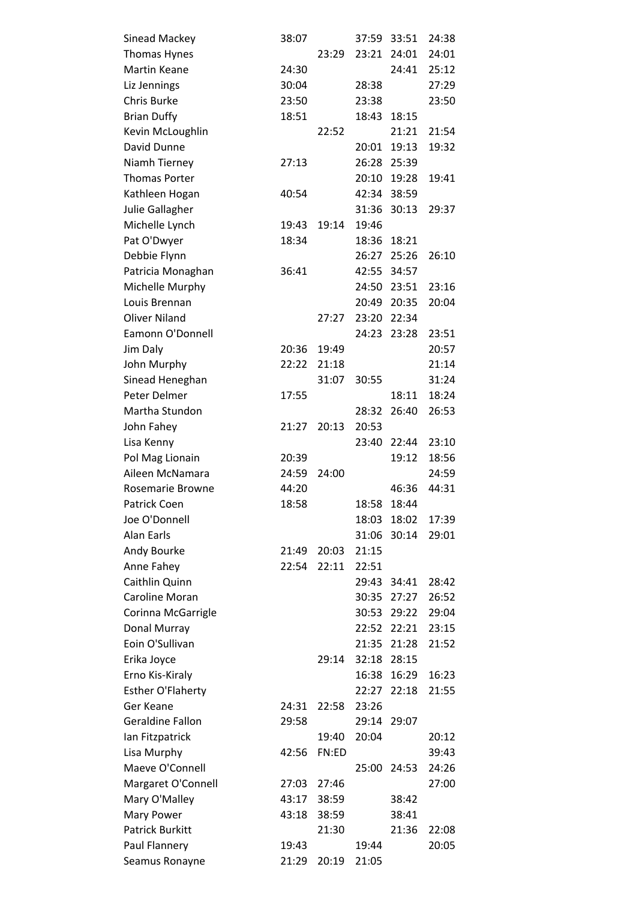| | | | | | |
|---|---|---|---|---|---|
| Sinead Mackey | 38:07 | | 37:59 | 33:51 | 24:38 |
| Thomas Hynes | | 23:29 | 23:21 | 24:01 | 24:01 |
| Martin Keane | 24:30 | | | 24:41 | 25:12 |
| Liz Jennings | 30:04 | | 28:38 | | 27:29 |
| Chris Burke | 23:50 | | 23:38 | | 23:50 |
| Brian Duffy | 18:51 | | 18:43 | 18:15 | |
| Kevin McLoughlin | | 22:52 | | 21:21 | 21:54 |
| David Dunne | | | 20:01 | 19:13 | 19:32 |
| Niamh Tierney | 27:13 | | 26:28 | 25:39 | |
| Thomas Porter | | | 20:10 | 19:28 | 19:41 |
| Kathleen Hogan | 40:54 | | 42:34 | 38:59 | |
| Julie Gallagher | | | 31:36 | 30:13 | 29:37 |
| Michelle Lynch | 19:43 | 19:14 | 19:46 | | |
| Pat O'Dwyer | 18:34 | | 18:36 | 18:21 | |
| Debbie Flynn | | | 26:27 | 25:26 | 26:10 |
| Patricia Monaghan | 36:41 | | 42:55 | 34:57 | |
| Michelle Murphy | | | 24:50 | 23:51 | 23:16 |
| Louis Brennan | | | 20:49 | 20:35 | 20:04 |
| Oliver Niland | | 27:27 | 23:20 | 22:34 | |
| Eamonn O'Donnell | | | 24:23 | 23:28 | 23:51 |
| Jim Daly | 20:36 | 19:49 | | | 20:57 |
| John Murphy | 22:22 | 21:18 | | | 21:14 |
| Sinead Heneghan | | 31:07 | 30:55 | | 31:24 |
| Peter Delmer | 17:55 | | | 18:11 | 18:24 |
| Martha Stundon | | | 28:32 | 26:40 | 26:53 |
| John Fahey | 21:27 | 20:13 | 20:53 | | |
| Lisa Kenny | | | 23:40 | 22:44 | 23:10 |
| Pol Mag Lionain | 20:39 | | | 19:12 | 18:56 |
| Aileen McNamara | 24:59 | 24:00 | | | 24:59 |
| Rosemarie Browne | 44:20 | | | 46:36 | 44:31 |
| Patrick Coen | 18:58 | | 18:58 | 18:44 | |
| Joe O'Donnell | | | 18:03 | 18:02 | 17:39 |
| Alan Earls | | | 31:06 | 30:14 | 29:01 |
| Andy Bourke | 21:49 | 20:03 | 21:15 | | |
| Anne Fahey | 22:54 | 22:11 | 22:51 | | |
| Caithlin Quinn | | | 29:43 | 34:41 | 28:42 |
| Caroline Moran | | | 30:35 | 27:27 | 26:52 |
| Corinna McGarrigle | | | 30:53 | 29:22 | 29:04 |
| Donal Murray | | | 22:52 | 22:21 | 23:15 |
| Eoin O'Sullivan | | | 21:35 | 21:28 | 21:52 |
| Erika Joyce | | 29:14 | 32:18 | 28:15 | |
| Erno Kis-Kiraly | | | 16:38 | 16:29 | 16:23 |
| Esther O'Flaherty | | | 22:27 | 22:18 | 21:55 |
| Ger Keane | 24:31 | 22:58 | 23:26 | | |
| Geraldine Fallon | 29:58 | | 29:14 | 29:07 | |
| Ian Fitzpatrick | | 19:40 | 20:04 | | 20:12 |
| Lisa Murphy | 42:56 | FN:ED | | | 39:43 |
| Maeve O'Connell | | | 25:00 | 24:53 | 24:26 |
| Margaret O'Connell | 27:03 | 27:46 | | | 27:00 |
| Mary O'Malley | 43:17 | 38:59 | | 38:42 | |
| Mary Power | 43:18 | 38:59 | | 38:41 | |
| Patrick Burkitt | | 21:30 | | 21:36 | 22:08 |
| Paul Flannery | 19:43 | | 19:44 | | 20:05 |
| Seamus Ronayne | 21:29 | 20:19 | 21:05 | | |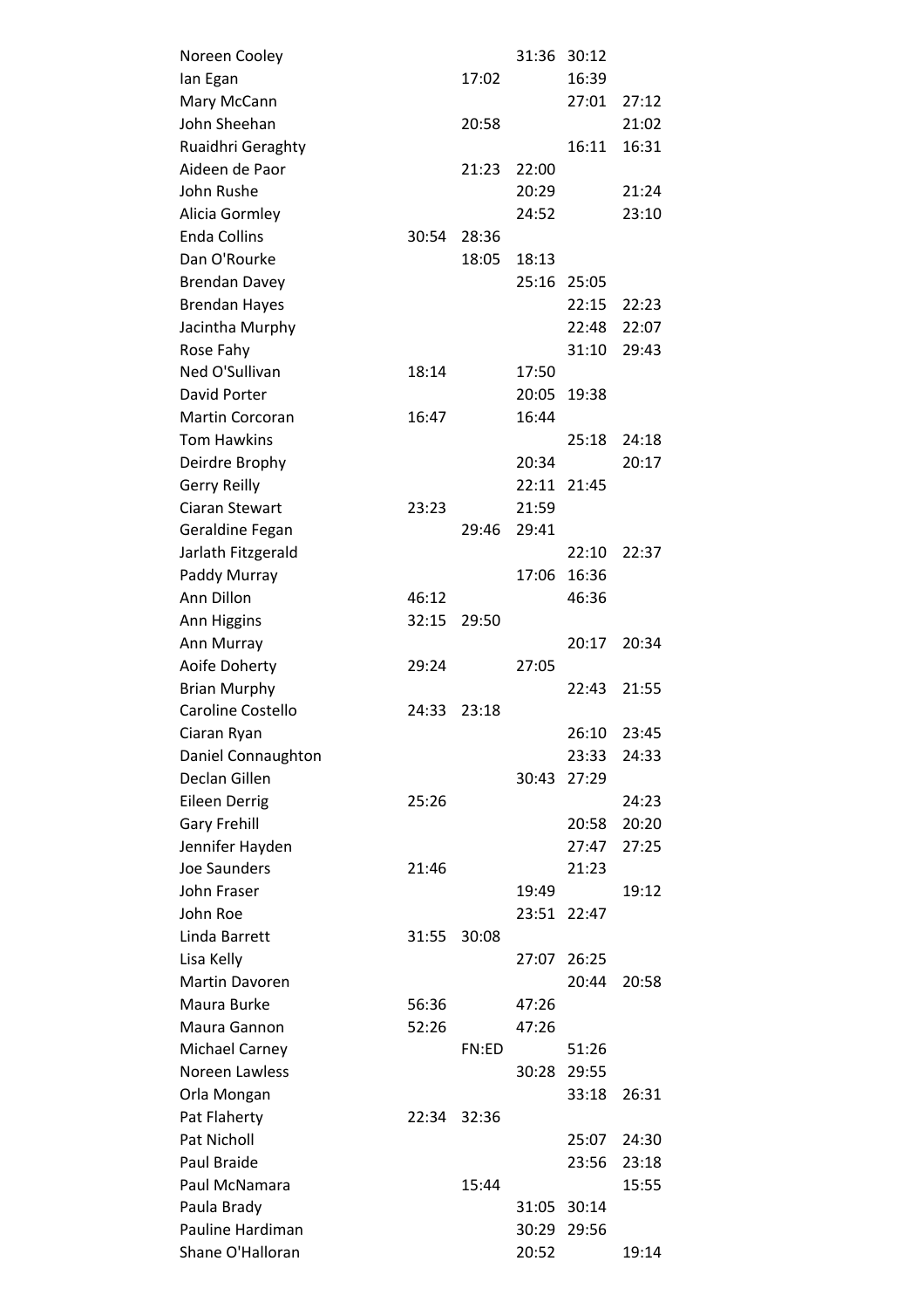| | | | | | |
|---|---|---|---|---|---|
| Noreen Cooley | | | 31:36 | 30:12 | |
| Ian Egan | | 17:02 | | 16:39 | |
| Mary McCann | | | | 27:01 | 27:12 |
| John Sheehan | | 20:58 | | | 21:02 |
| Ruaidhri Geraghty | | | | 16:11 | 16:31 |
| Aideen de Paor | | 21:23 | 22:00 | | |
| John Rushe | | | 20:29 | | 21:24 |
| Alicia Gormley | | | 24:52 | | 23:10 |
| Enda Collins | 30:54 | 28:36 | | | |
| Dan O'Rourke | | 18:05 | 18:13 | | |
| Brendan Davey | | | 25:16 | 25:05 | |
| Brendan Hayes | | | | 22:15 | 22:23 |
| Jacintha Murphy | | | | 22:48 | 22:07 |
| Rose Fahy | | | | 31:10 | 29:43 |
| Ned O'Sullivan | 18:14 | | 17:50 | | |
| David Porter | | | 20:05 | 19:38 | |
| Martin Corcoran | 16:47 | | 16:44 | | |
| Tom Hawkins | | | | 25:18 | 24:18 |
| Deirdre Brophy | | | 20:34 | | 20:17 |
| Gerry Reilly | | | 22:11 | 21:45 | |
| Ciaran Stewart | 23:23 | | 21:59 | | |
| Geraldine Fegan | | 29:46 | 29:41 | | |
| Jarlath Fitzgerald | | | | 22:10 | 22:37 |
| Paddy Murray | | | 17:06 | 16:36 | |
| Ann Dillon | 46:12 | | | 46:36 | |
| Ann Higgins | 32:15 | 29:50 | | | |
| Ann Murray | | | | 20:17 | 20:34 |
| Aoife Doherty | 29:24 | | 27:05 | | |
| Brian Murphy | | | | 22:43 | 21:55 |
| Caroline Costello | 24:33 | 23:18 | | | |
| Ciaran Ryan | | | | 26:10 | 23:45 |
| Daniel Connaughton | | | | 23:33 | 24:33 |
| Declan Gillen | | | 30:43 | 27:29 | |
| Eileen Derrig | 25:26 | | | | 24:23 |
| Gary Frehill | | | | 20:58 | 20:20 |
| Jennifer Hayden | | | | 27:47 | 27:25 |
| Joe Saunders | 21:46 | | | 21:23 | |
| John Fraser | | | 19:49 | | 19:12 |
| John Roe | | | 23:51 | 22:47 | |
| Linda Barrett | 31:55 | 30:08 | | | |
| Lisa Kelly | | | 27:07 | 26:25 | |
| Martin Davoren | | | | 20:44 | 20:58 |
| Maura Burke | 56:36 | | 47:26 | | |
| Maura Gannon | 52:26 | | 47:26 | | |
| Michael Carney | | FN:ED | | 51:26 | |
| Noreen Lawless | | | 30:28 | 29:55 | |
| Orla Mongan | | | | 33:18 | 26:31 |
| Pat Flaherty | 22:34 | 32:36 | | | |
| Pat Nicholl | | | | 25:07 | 24:30 |
| Paul Braide | | | | 23:56 | 23:18 |
| Paul McNamara | | 15:44 | | | 15:55 |
| Paula Brady | | | 31:05 | 30:14 | |
| Pauline Hardiman | | | 30:29 | 29:56 | |
| Shane O'Halloran | | | 20:52 | | 19:14 |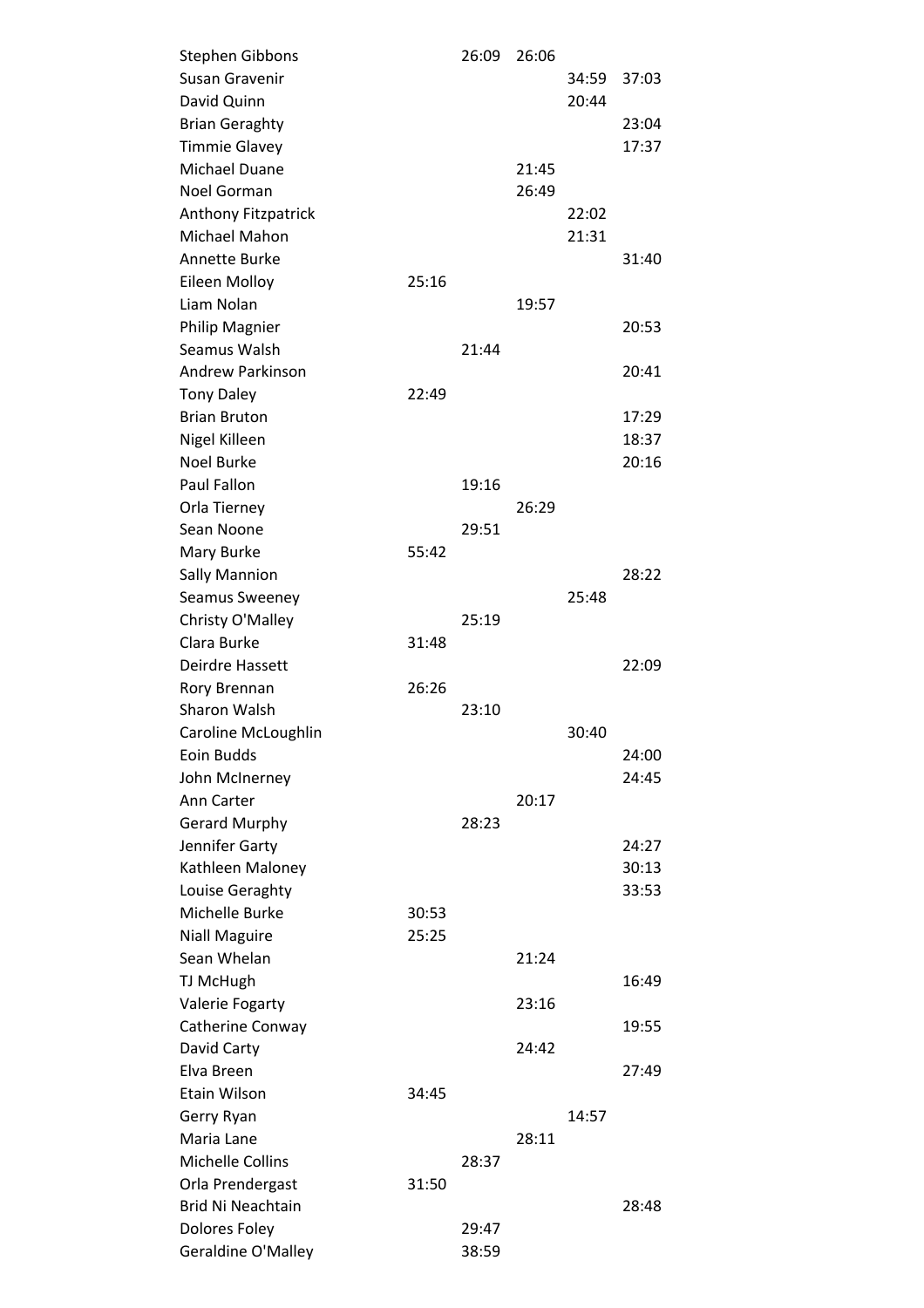| | | | | | |
|---|---|---|---|---|---|
| Stephen Gibbons | | 26:09 | 26:06 | | |
| Susan Gravenir | | | | 34:59 | 37:03 |
| David Quinn | | | | 20:44 | |
| Brian Geraghty | | | | | 23:04 |
| Timmie Glavey | | | | | 17:37 |
| Michael Duane | | | 21:45 | | |
| Noel Gorman | | | 26:49 | | |
| Anthony Fitzpatrick | | | | 22:02 | |
| Michael Mahon | | | | 21:31 | |
| Annette Burke | | | | | 31:40 |
| Eileen Molloy | 25:16 | | | | |
| Liam Nolan | | | 19:57 | | |
| Philip Magnier | | | | | 20:53 |
| Seamus Walsh | | 21:44 | | | |
| Andrew Parkinson | | | | | 20:41 |
| Tony Daley | 22:49 | | | | |
| Brian Bruton | | | | | 17:29 |
| Nigel Killeen | | | | | 18:37 |
| Noel Burke | | | | | 20:16 |
| Paul Fallon | | 19:16 | | | |
| Orla Tierney | | | 26:29 | | |
| Sean Noone | | 29:51 | | | |
| Mary Burke | 55:42 | | | | |
| Sally Mannion | | | | | 28:22 |
| Seamus Sweeney | | | | 25:48 | |
| Christy O'Malley | | 25:19 | | | |
| Clara Burke | 31:48 | | | | |
| Deirdre Hassett | | | | | 22:09 |
| Rory Brennan | 26:26 | | | | |
| Sharon Walsh | | 23:10 | | | |
| Caroline McLoughlin | | | | 30:40 | |
| Eoin Budds | | | | | 24:00 |
| John McInerney | | | | | 24:45 |
| Ann Carter | | | 20:17 | | |
| Gerard Murphy | | 28:23 | | | |
| Jennifer Garty | | | | | 24:27 |
| Kathleen Maloney | | | | | 30:13 |
| Louise Geraghty | | | | | 33:53 |
| Michelle Burke | 30:53 | | | | |
| Niall Maguire | 25:25 | | | | |
| Sean Whelan | | | 21:24 | | |
| TJ McHugh | | | | | 16:49 |
| Valerie Fogarty | | | 23:16 | | |
| Catherine Conway | | | | | 19:55 |
| David Carty | | | 24:42 | | |
| Elva Breen | | | | | 27:49 |
| Etain Wilson | 34:45 | | | | |
| Gerry Ryan | | | | 14:57 | |
| Maria Lane | | | 28:11 | | |
| Michelle Collins | | 28:37 | | | |
| Orla Prendergast | 31:50 | | | | |
| Brid Ni Neachtain | | | | | 28:48 |
| Dolores Foley | | 29:47 | | | |
| Geraldine O'Malley | | 38:59 | | | |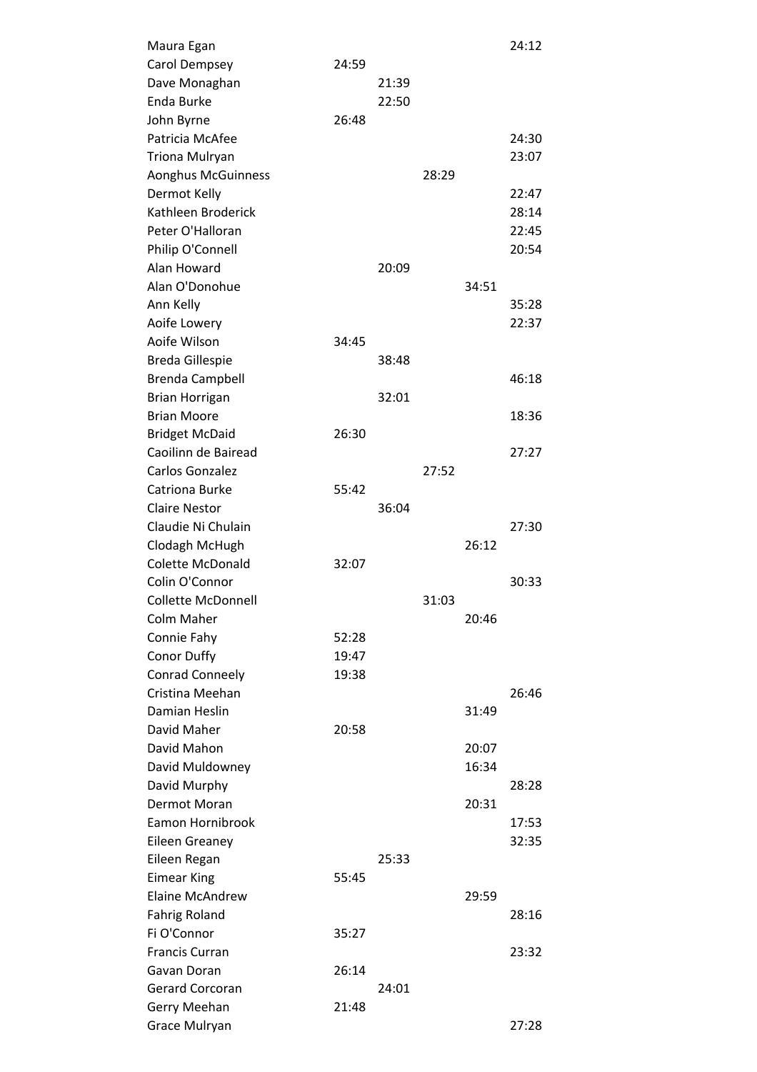| | | | | | |
|---|---|---|---|---|---|
| Maura Egan | | | | | 24:12 |
| Carol Dempsey | 24:59 | | | | |
| Dave Monaghan | | 21:39 | | | |
| Enda Burke | | 22:50 | | | |
| John Byrne | 26:48 | | | | |
| Patricia McAfee | | | | | 24:30 |
| Triona Mulryan | | | | | 23:07 |
| Aonghus McGuinness | | | 28:29 | | |
| Dermot Kelly | | | | | 22:47 |
| Kathleen Broderick | | | | | 28:14 |
| Peter O'Halloran | | | | | 22:45 |
| Philip O'Connell | | | | | 20:54 |
| Alan Howard | | 20:09 | | | |
| Alan O'Donohue | | | | 34:51 | |
| Ann Kelly | | | | | 35:28 |
| Aoife Lowery | | | | | 22:37 |
| Aoife Wilson | 34:45 | | | | |
| Breda Gillespie | | 38:48 | | | |
| Brenda Campbell | | | | | 46:18 |
| Brian Horrigan | | 32:01 | | | |
| Brian Moore | | | | | 18:36 |
| Bridget McDaid | 26:30 | | | | |
| Caoilinn de Bairead | | | | | 27:27 |
| Carlos Gonzalez | | | 27:52 | | |
| Catriona Burke | 55:42 | | | | |
| Claire Nestor | | 36:04 | | | |
| Claudie Ni Chulain | | | | | 27:30 |
| Clodagh McHugh | | | | 26:12 | |
| Colette McDonald | 32:07 | | | | |
| Colin O'Connor | | | | | 30:33 |
| Collette McDonnell | | | 31:03 | | |
| Colm Maher | | | | 20:46 | |
| Connie Fahy | 52:28 | | | | |
| Conor Duffy | 19:47 | | | | |
| Conrad Conneely | 19:38 | | | | |
| Cristina Meehan | | | | | 26:46 |
| Damian Heslin | | | | 31:49 | |
| David Maher | 20:58 | | | | |
| David Mahon | | | | 20:07 | |
| David Muldowney | | | | 16:34 | |
| David Murphy | | | | | 28:28 |
| Dermot Moran | | | | 20:31 | |
| Eamon Hornibrook | | | | | 17:53 |
| Eileen Greaney | | | | | 32:35 |
| Eileen Regan | | 25:33 | | | |
| Eimear King | 55:45 | | | | |
| Elaine McAndrew | | | | 29:59 | |
| Fahrig Roland | | | | | 28:16 |
| Fi O'Connor | 35:27 | | | | |
| Francis Curran | | | | | 23:32 |
| Gavan Doran | 26:14 | | | | |
| Gerard Corcoran | | 24:01 | | | |
| Gerry Meehan | 21:48 | | | | |
| Grace Mulryan | | | | | 27:28 |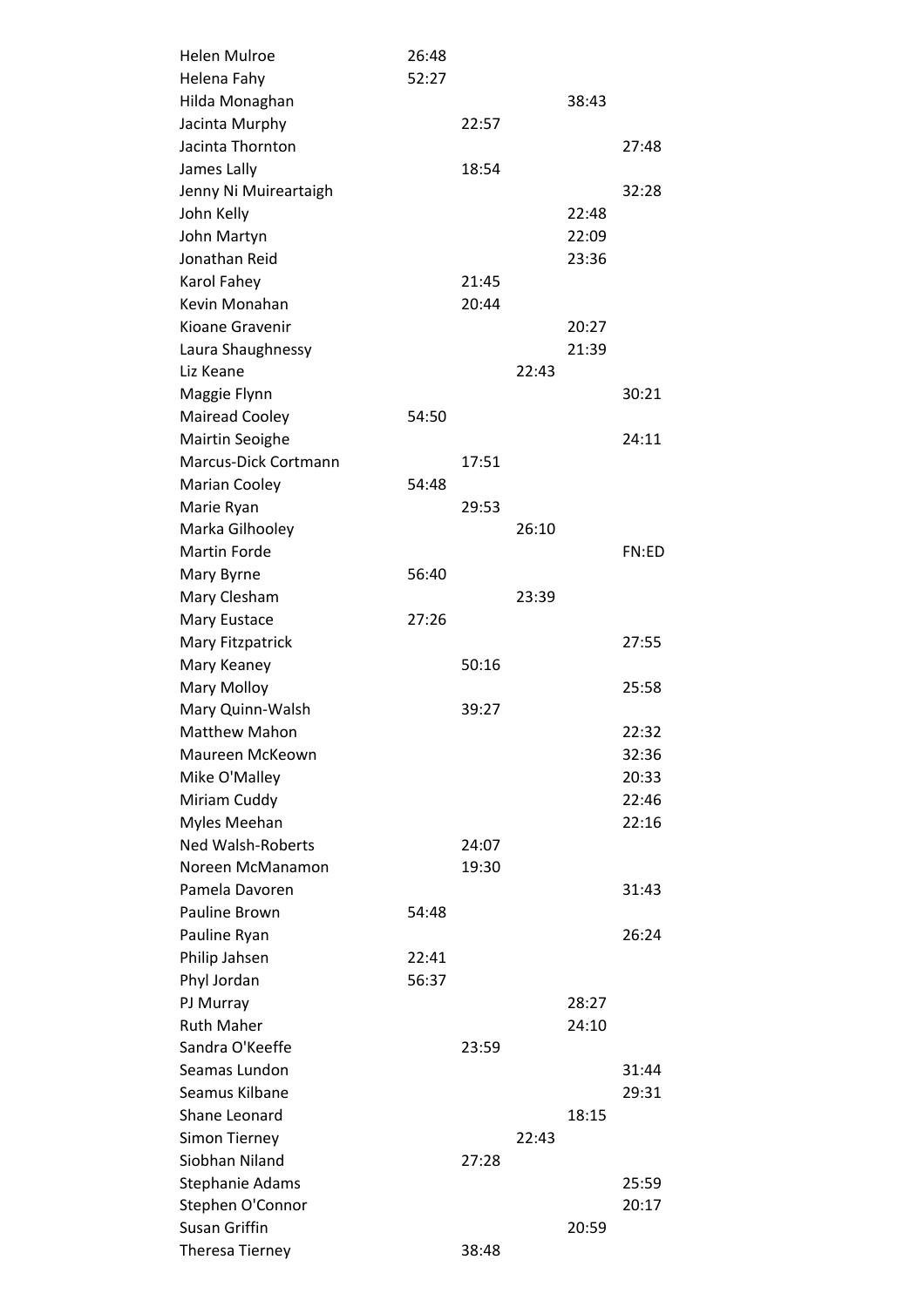| | | | | | |
|---|---|---|---|---|---|
| Helen Mulroe | 26:48 | | | | |
| Helena Fahy | 52:27 | | | | |
| Hilda Monaghan | | | | 38:43 | |
| Jacinta Murphy | | 22:57 | | | |
| Jacinta Thornton | | | | | 27:48 |
| James Lally | | 18:54 | | | |
| Jenny Ni Muireartaigh | | | | | 32:28 |
| John Kelly | | | | 22:48 | |
| John Martyn | | | | 22:09 | |
| Jonathan Reid | | | | 23:36 | |
| Karol Fahey | | 21:45 | | | |
| Kevin Monahan | | 20:44 | | | |
| Kioane Gravenir | | | | 20:27 | |
| Laura Shaughnessy | | | | 21:39 | |
| Liz Keane | | | 22:43 | | |
| Maggie Flynn | | | | | 30:21 |
| Mairead Cooley | 54:50 | | | | |
| Mairtin Seoighe | | | | | 24:11 |
| Marcus-Dick Cortmann | | 17:51 | | | |
| Marian Cooley | 54:48 | | | | |
| Marie Ryan | | 29:53 | | | |
| Marka Gilhooley | | | 26:10 | | |
| Martin Forde | | | | | FN:ED |
| Mary Byrne | 56:40 | | | | |
| Mary Clesham | | | 23:39 | | |
| Mary Eustace | 27:26 | | | | |
| Mary Fitzpatrick | | | | | 27:55 |
| Mary Keaney | | 50:16 | | | |
| Mary Molloy | | | | | 25:58 |
| Mary Quinn-Walsh | | 39:27 | | | |
| Matthew Mahon | | | | | 22:32 |
| Maureen McKeown | | | | | 32:36 |
| Mike O'Malley | | | | | 20:33 |
| Miriam Cuddy | | | | | 22:46 |
| Myles Meehan | | | | | 22:16 |
| Ned Walsh-Roberts | | 24:07 | | | |
| Noreen McManamon | | 19:30 | | | |
| Pamela Davoren | | | | | 31:43 |
| Pauline Brown | 54:48 | | | | |
| Pauline Ryan | | | | | 26:24 |
| Philip Jahsen | 22:41 | | | | |
| Phyl Jordan | 56:37 | | | | |
| PJ Murray | | | | 28:27 | |
| Ruth Maher | | | | 24:10 | |
| Sandra O'Keeffe | | 23:59 | | | |
| Seamas Lundon | | | | | 31:44 |
| Seamus Kilbane | | | | | 29:31 |
| Shane Leonard | | | | 18:15 | |
| Simon Tierney | | | 22:43 | | |
| Siobhan Niland | | 27:28 | | | |
| Stephanie Adams | | | | | 25:59 |
| Stephen O'Connor | | | | | 20:17 |
| Susan Griffin | | | | 20:59 | |
| Theresa Tierney | | 38:48 | | | |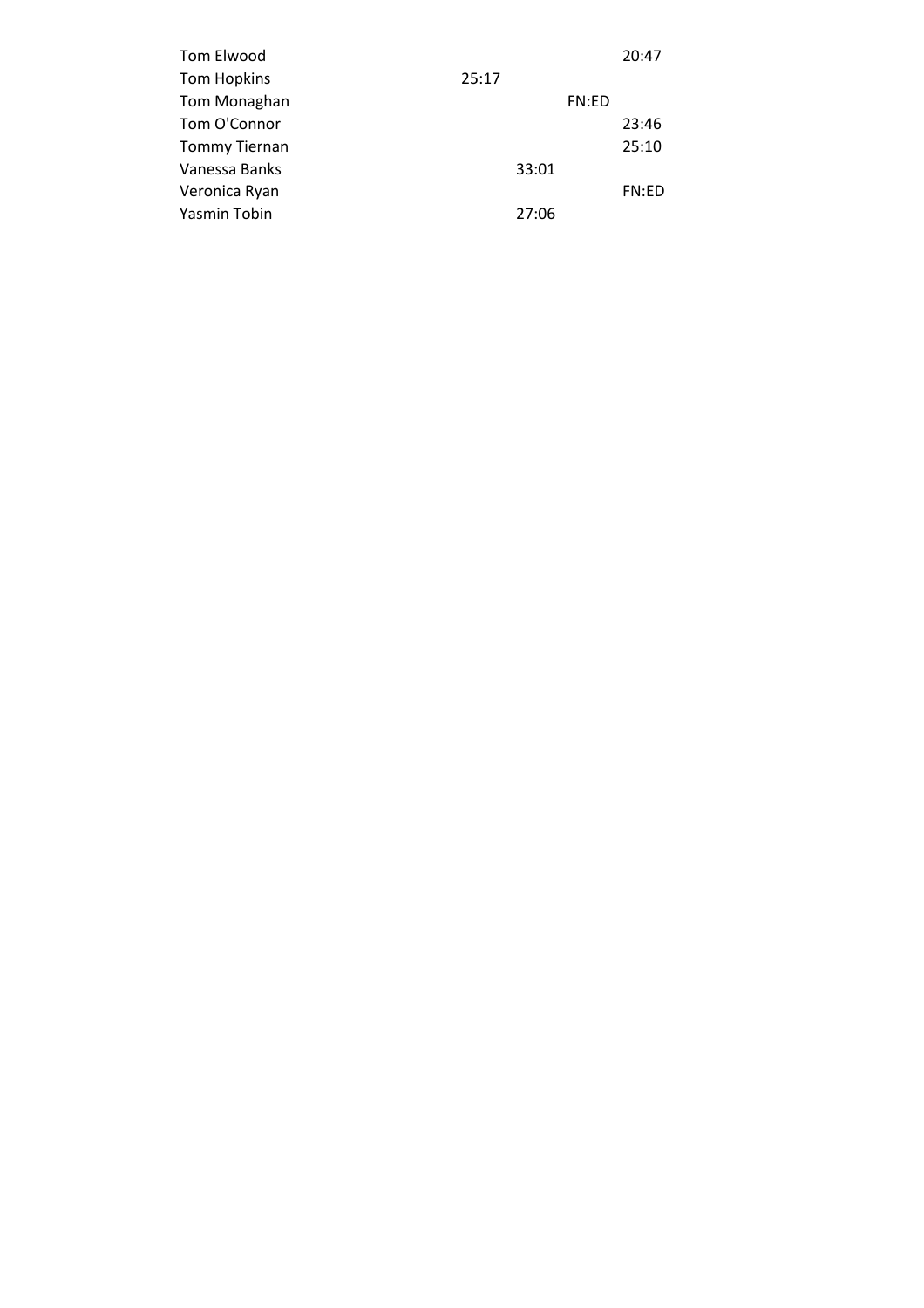| | | | | |
|---|---|---|---|---|
| Tom Elwood | | | | 20:47 |
| Tom Hopkins | 25:17 | | | |
| Tom Monaghan | | | FN:ED | |
| Tom O'Connor | | | | 23:46 |
| Tommy Tiernan | | | | 25:10 |
| Vanessa Banks | | 33:01 | | |
| Veronica Ryan | | | | FN:ED |
| Yasmin Tobin | | 27:06 | | |